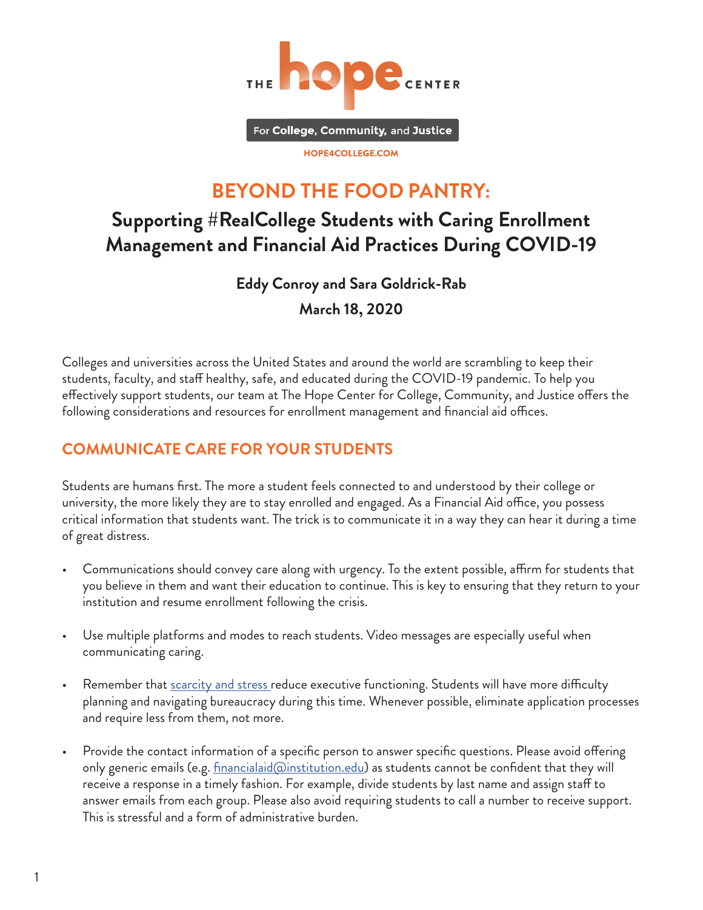THE hope CENTER

For College, Community, and Justice

HOPE4COLLEGE.COM

# BEYOND THE FOOD PANTRY:

## Supporting #RealCollege Students with Caring Enrollment Management and Financial Aid Practices During COVID-19

**Eddy Conroy and Sara Goldrick-Rab**

**March 18, 2020**

Colleges and universities across the United States and around the world are scrambling to keep their students, faculty, and staff healthy, safe, and educated during the COVID-19 pandemic. To help you effectively support students, our team at The Hope Center for College, Community, and Justice offers the following considerations and resources for enrollment management and financial aid offices.

## COMMUNICATE CARE FOR YOUR STUDENTS

Students are humans first. The more a student feels connected to and understood by their college or university, the more likely they are to stay enrolled and engaged. As a Financial Aid office, you possess critical information that students want. The trick is to communicate it in a way they can hear it during a time of great distress.

- Communications should convey care along with urgency. To the extent possible, affirm for students that you believe in them and want their education to continue. This is key to ensuring that they return to your institution and resume enrollment following the crisis.

- Use multiple platforms and modes to reach students. Video messages are especially useful when communicating caring.

- Remember that scarcity and stress reduce executive functioning. Students will have more difficulty planning and navigating bureaucracy during this time. Whenever possible, eliminate application processes and require less from them, not more.

- Provide the contact information of a specific person to answer specific questions. Please avoid offering only generic emails (e.g. financialaid@institution.edu) as students cannot be confident that they will receive a response in a timely fashion. For example, divide students by last name and assign staff to answer emails from each group. Please also avoid requiring students to call a number to receive support. This is stressful and a form of administrative burden.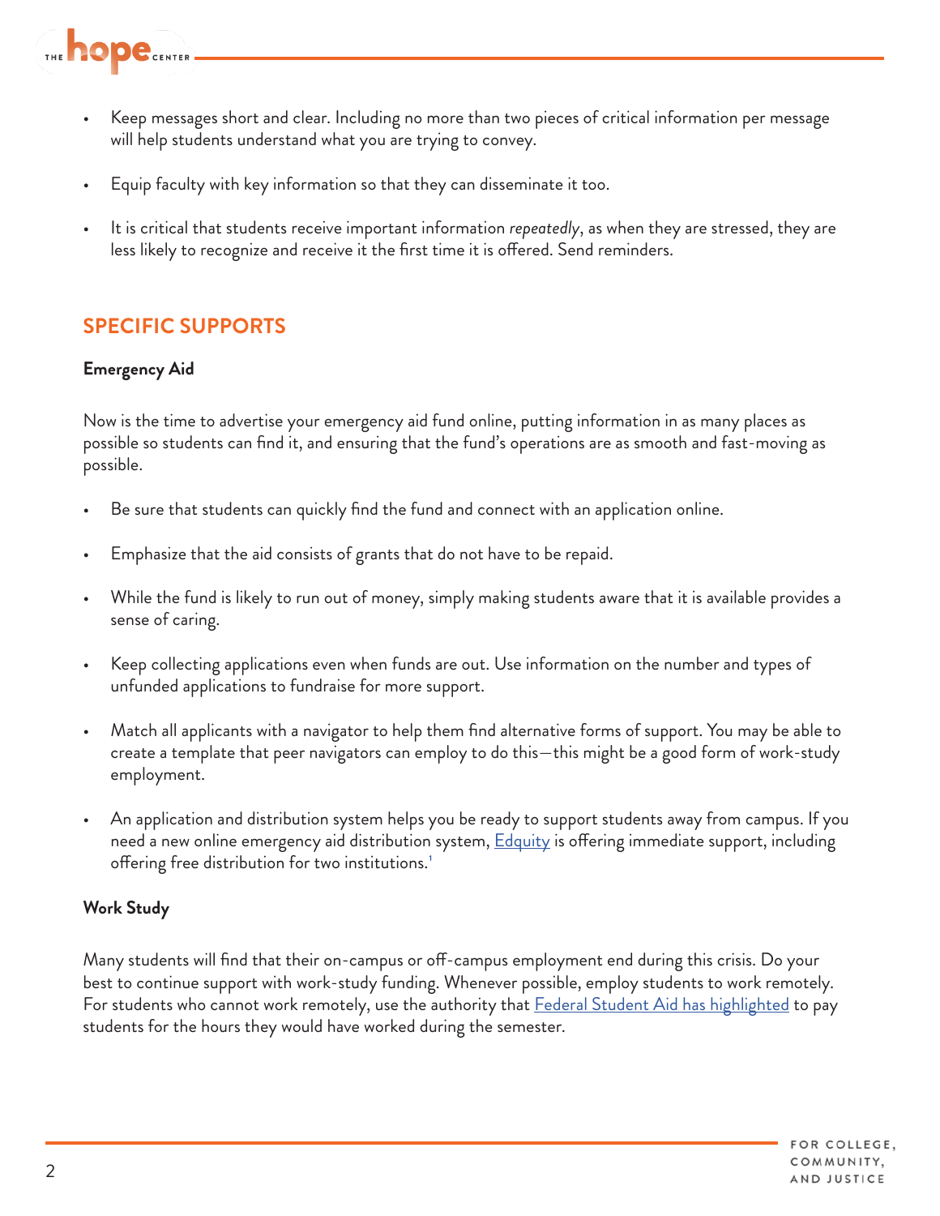- Keep messages short and clear. Including no more than two pieces of critical information per message will help students understand what you are trying to convey.

- Equip faculty with key information so that they can disseminate it too.

- It is critical that students receive important information *repeatedly*, as when they are stressed, they are less likely to recognize and receive it the first time it is offered. Send reminders.

## SPECIFIC SUPPORTS

### Emergency Aid

Now is the time to advertise your emergency aid fund online, putting information in as many places as possible so students can find it, and ensuring that the fund's operations are as smooth and fast-moving as possible.

- Be sure that students can quickly find the fund and connect with an application online.

- Emphasize that the aid consists of grants that do not have to be repaid.

- While the fund is likely to run out of money, simply making students aware that it is available provides a sense of caring.

- Keep collecting applications even when funds are out. Use information on the number and types of unfunded applications to fundraise for more support.

- Match all applicants with a navigator to help them find alternative forms of support. You may be able to create a template that peer navigators can employ to do this—this might be a good form of work-study employment.

- An application and distribution system helps you be ready to support students away from campus. If you need a new online emergency aid distribution system, Edquity is offering immediate support, including offering free distribution for two institutions.[1]

### Work Study

Many students will find that their on-campus or off-campus employment end during this crisis. Do your best to continue support with work-study funding. Whenever possible, employ students to work remotely. For students who cannot work remotely, use the authority that Federal Student Aid has highlighted to pay students for the hours they would have worked during the semester.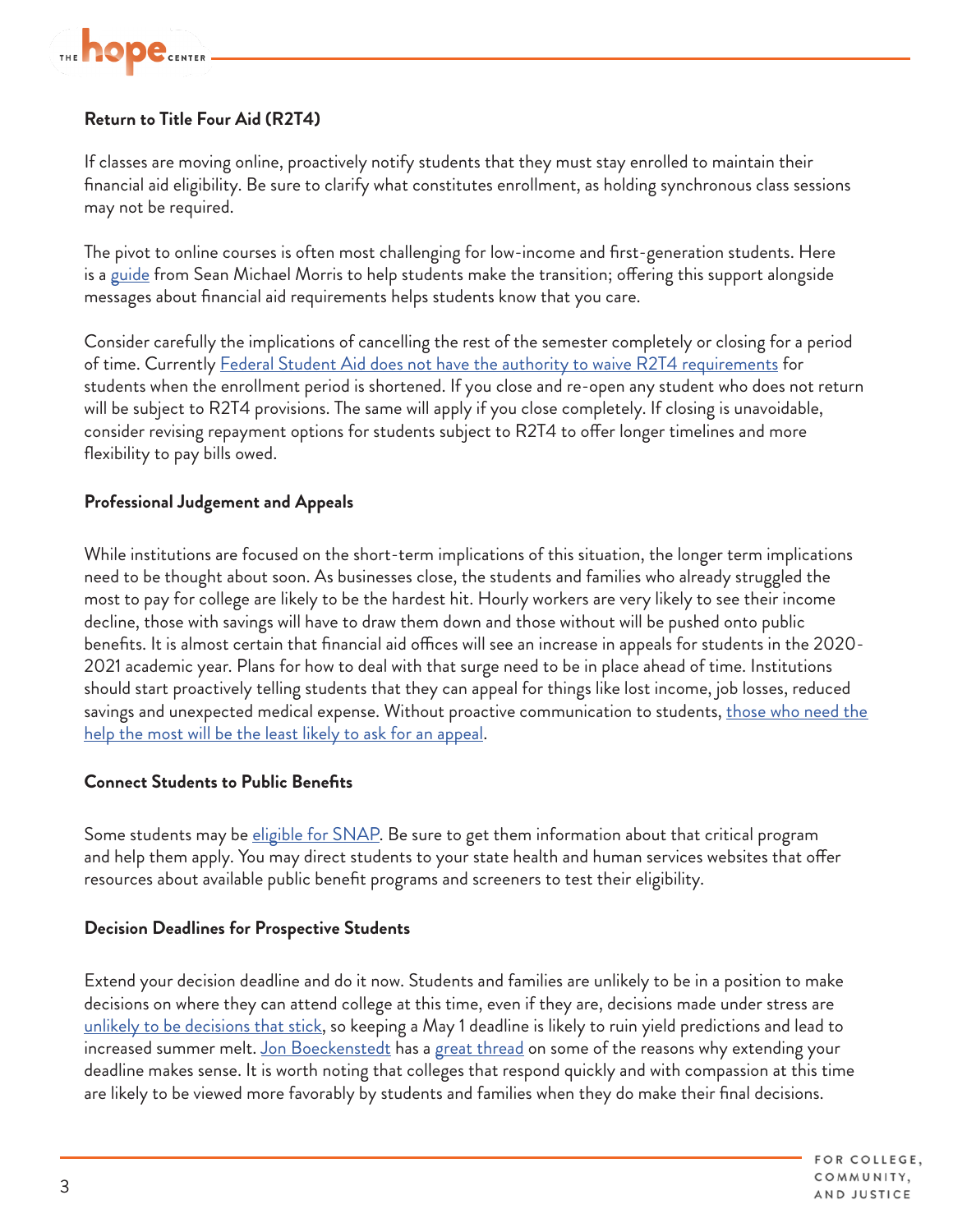### Return to Title Four Aid (R2T4)

If classes are moving online, proactively notify students that they must stay enrolled to maintain their financial aid eligibility. Be sure to clarify what constitutes enrollment, as holding synchronous class sessions may not be required.

The pivot to online courses is often most challenging for low-income and first-generation students. Here is a guide from Sean Michael Morris to help students make the transition; offering this support alongside messages about financial aid requirements helps students know that you care.

Consider carefully the implications of cancelling the rest of the semester completely or closing for a period of time. Currently Federal Student Aid does not have the authority to waive R2T4 requirements for students when the enrollment period is shortened. If you close and re-open any student who does not return will be subject to R2T4 provisions. The same will apply if you close completely. If closing is unavoidable, consider revising repayment options for students subject to R2T4 to offer longer timelines and more flexibility to pay bills owed.

### Professional Judgement and Appeals

While institutions are focused on the short-term implications of this situation, the longer term implications need to be thought about soon. As businesses close, the students and families who already struggled the most to pay for college are likely to be the hardest hit. Hourly workers are very likely to see their income decline, those with savings will have to draw them down and those without will be pushed onto public benefits. It is almost certain that financial aid offices will see an increase in appeals for students in the 2020-2021 academic year. Plans for how to deal with that surge need to be in place ahead of time. Institutions should start proactively telling students that they can appeal for things like lost income, job losses, reduced savings and unexpected medical expense. Without proactive communication to students, those who need the help the most will be the least likely to ask for an appeal.

### Connect Students to Public Benefits

Some students may be eligible for SNAP. Be sure to get them information about that critical program and help them apply. You may direct students to your state health and human services websites that offer resources about available public benefit programs and screeners to test their eligibility.

### Decision Deadlines for Prospective Students

Extend your decision deadline and do it now. Students and families are unlikely to be in a position to make decisions on where they can attend college at this time, even if they are, decisions made under stress are unlikely to be decisions that stick, so keeping a May 1 deadline is likely to ruin yield predictions and lead to increased summer melt. Jon Boeckenstedt has a great thread on some of the reasons why extending your deadline makes sense. It is worth noting that colleges that respond quickly and with compassion at this time are likely to be viewed more favorably by students and families when they do make their final decisions.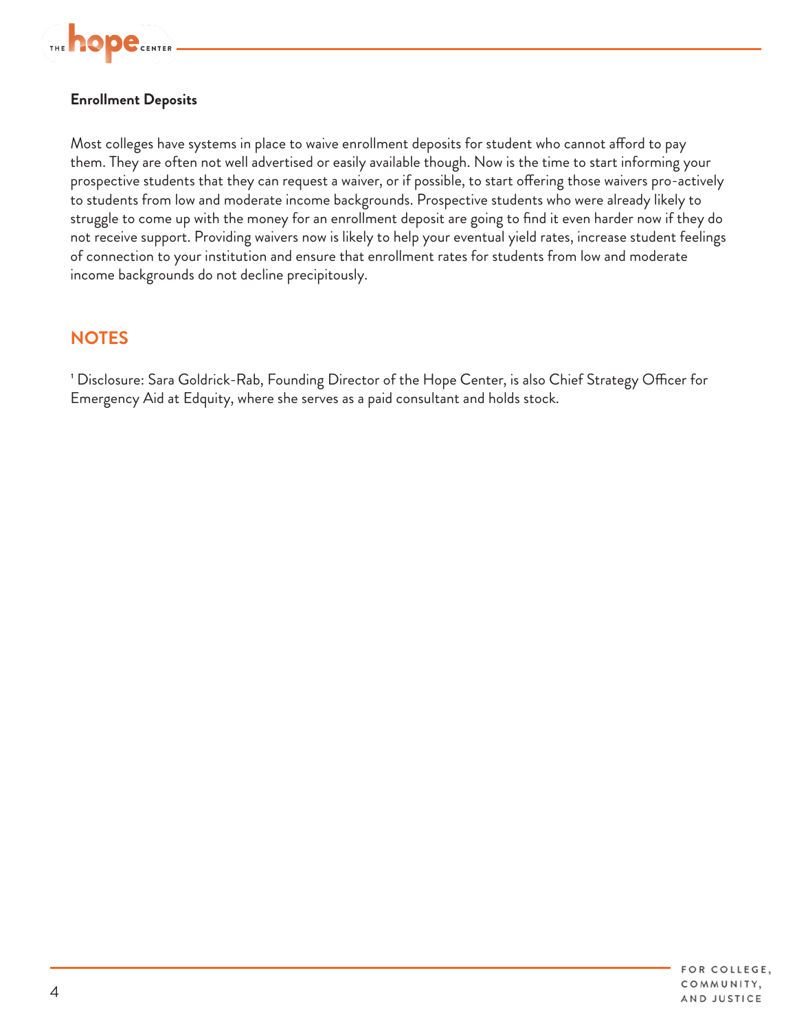**Enrollment Deposits**

Most colleges have systems in place to waive enrollment deposits for student who cannot afford to pay them. They are often not well advertised or easily available though. Now is the time to start informing your prospective students that they can request a waiver, or if possible, to start offering those waivers pro-actively to students from low and moderate income backgrounds. Prospective students who were already likely to struggle to come up with the money for an enrollment deposit are going to find it even harder now if they do not receive support. Providing waivers now is likely to help your eventual yield rates, increase student feelings of connection to your institution and ensure that enrollment rates for students from low and moderate income backgrounds do not decline precipitously.

## NOTES

[1] Disclosure: Sara Goldrick-Rab, Founding Director of the Hope Center, is also Chief Strategy Officer for Emergency Aid at Edquity, where she serves as a paid consultant and holds stock.